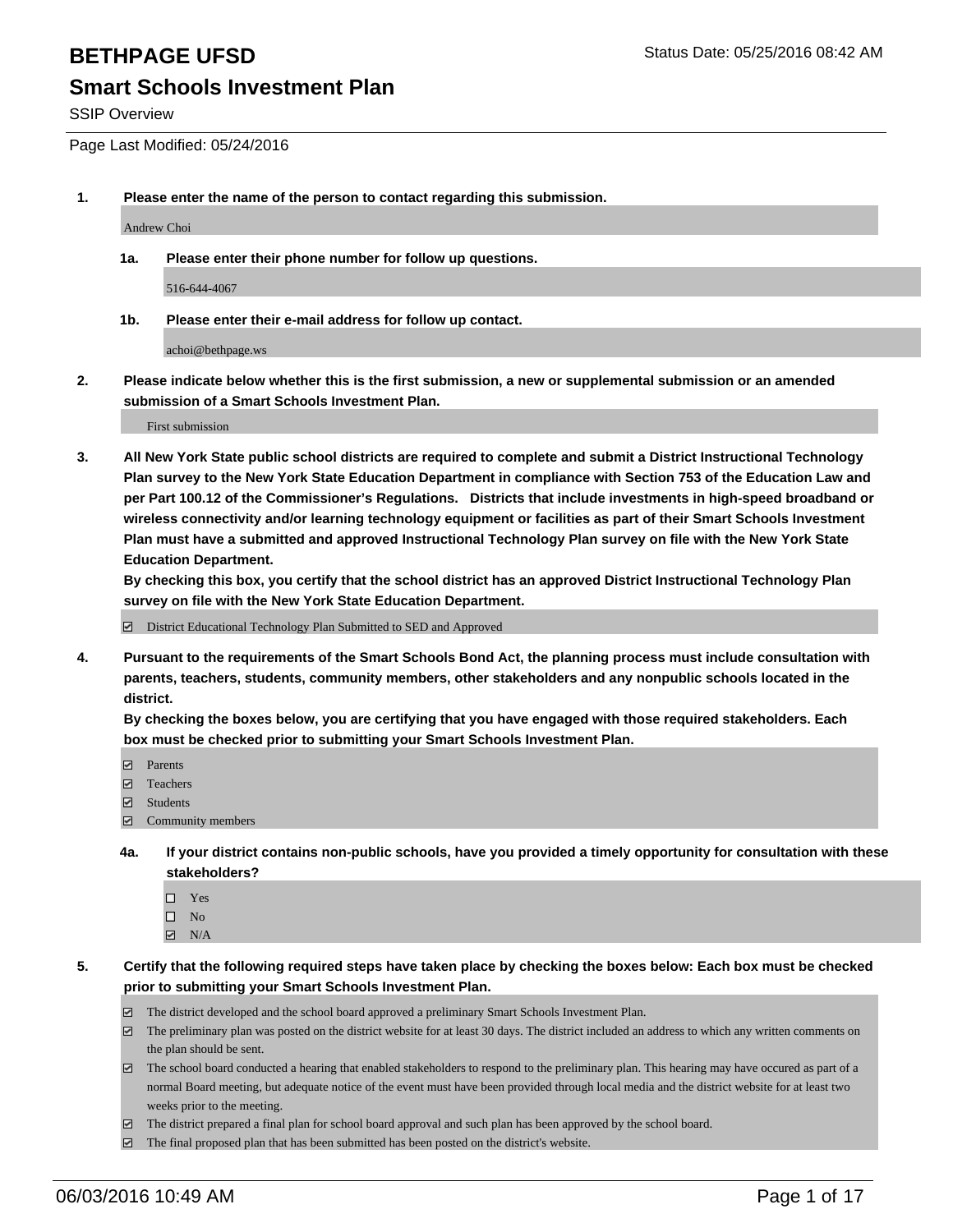# BETHPAGE UFSD

Status Date: 05/25/2016 08:42 AM

## Smart Schools Investment Plan

SSIP Overview

Page Last Modified: 05/24/2016

**1. Please enter the name of the person to contact regarding this submission.**

Andrew Choi

**1a. Please enter their phone number for follow up questions.**

516-644-4067

**1b. Please enter their e-mail address for follow up contact.**

achoi@bethpage.ws

**2. Please indicate below whether this is the first submission, a new or supplemental submission or an amended submission of a Smart Schools Investment Plan.**

First submission

**3. All New York State public school districts are required to complete and submit a District Instructional Technology Plan survey to the New York State Education Department in compliance with Section 753 of the Education Law and per Part 100.12 of the Commissioner's Regulations. Districts that include investments in high-speed broadband or wireless connectivity and/or learning technology equipment or facilities as part of their Smart Schools Investment Plan must have a submitted and approved Instructional Technology Plan survey on file with the New York State Education Department.**
**By checking this box, you certify that the school district has an approved District Instructional Technology Plan survey on file with the New York State Education Department.**

☑ District Educational Technology Plan Submitted to SED and Approved

**4. Pursuant to the requirements of the Smart Schools Bond Act, the planning process must include consultation with parents, teachers, students, community members, other stakeholders and any nonpublic schools located in the district.**
**By checking the boxes below, you are certifying that you have engaged with those required stakeholders. Each box must be checked prior to submitting your Smart Schools Investment Plan.**

- ☑ Parents
- ☑ Teachers
- ☑ Students
- ☑ Community members

**4a. If your district contains non-public schools, have you provided a timely opportunity for consultation with these stakeholders?**

- ☐ Yes
- ☐ No
- ☑ N/A

**5. Certify that the following required steps have taken place by checking the boxes below: Each box must be checked prior to submitting your Smart Schools Investment Plan.**

- ☑ The district developed and the school board approved a preliminary Smart Schools Investment Plan.
- ☑ The preliminary plan was posted on the district website for at least 30 days. The district included an address to which any written comments on the plan should be sent.
- ☑ The school board conducted a hearing that enabled stakeholders to respond to the preliminary plan. This hearing may have occured as part of a normal Board meeting, but adequate notice of the event must have been provided through local media and the district website for at least two weeks prior to the meeting.
- ☑ The district prepared a final plan for school board approval and such plan has been approved by the school board.
- ☑ The final proposed plan that has been submitted has been posted on the district's website.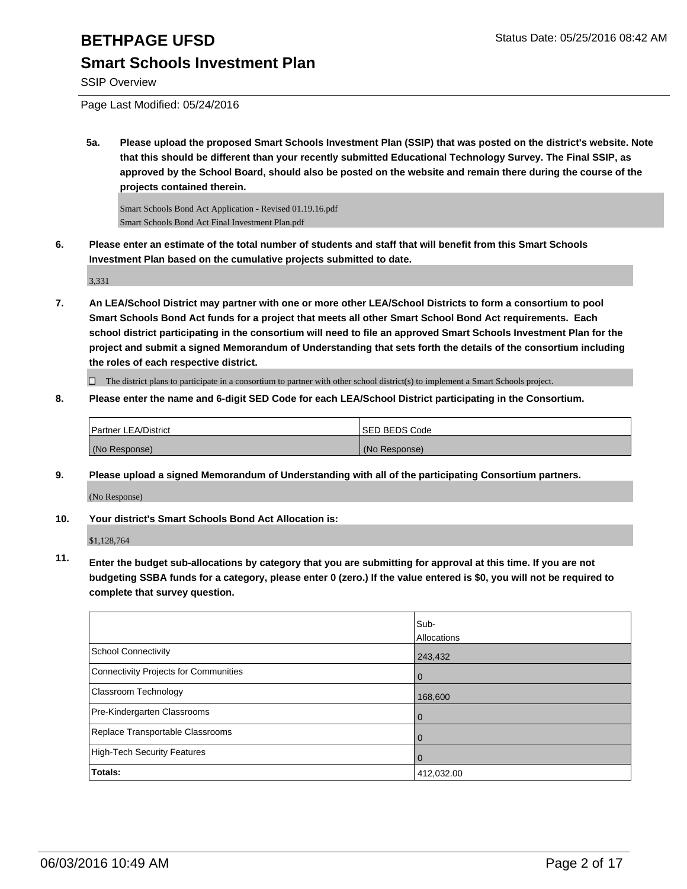# BETHPAGE UFSD

Status Date: 05/25/2016 08:42 AM

## Smart Schools Investment Plan

SSIP Overview

Page Last Modified: 05/24/2016

**5a. Please upload the proposed Smart Schools Investment Plan (SSIP) that was posted on the district's website. Note that this should be different than your recently submitted Educational Technology Survey. The Final SSIP, as approved by the School Board, should also be posted on the website and remain there during the course of the projects contained therein.**

Smart Schools Bond Act Application - Revised 01.19.16.pdf
Smart Schools Bond Act Final Investment Plan.pdf

**6. Please enter an estimate of the total number of students and staff that will benefit from this Smart Schools Investment Plan based on the cumulative projects submitted to date.**

3,331

**7. An LEA/School District may partner with one or more other LEA/School Districts to form a consortium to pool Smart Schools Bond Act funds for a project that meets all other Smart School Bond Act requirements. Each school district participating in the consortium will need to file an approved Smart Schools Investment Plan for the project and submit a signed Memorandum of Understanding that sets forth the details of the consortium including the roles of each respective district.**

☐ The district plans to participate in a consortium to partner with other school district(s) to implement a Smart Schools project.

**8. Please enter the name and 6-digit SED Code for each LEA/School District participating in the Consortium.**

| Partner LEA/District | SED BEDS Code |
|---|---|
| (No Response) | (No Response) |

**9. Please upload a signed Memorandum of Understanding with all of the participating Consortium partners.**

(No Response)

**10. Your district's Smart Schools Bond Act Allocation is:**

$1,128,764

**11. Enter the budget sub-allocations by category that you are submitting for approval at this time. If you are not budgeting SSBA funds for a category, please enter 0 (zero.) If the value entered is $0, you will not be required to complete that survey question.**

| | Sub-Allocations |
|---|---|
| School Connectivity | 243,432 |
| Connectivity Projects for Communities | 0 |
| Classroom Technology | 168,600 |
| Pre-Kindergarten Classrooms | 0 |
| Replace Transportable Classrooms | 0 |
| High-Tech Security Features | 0 |
| **Totals:** | 412,032.00 |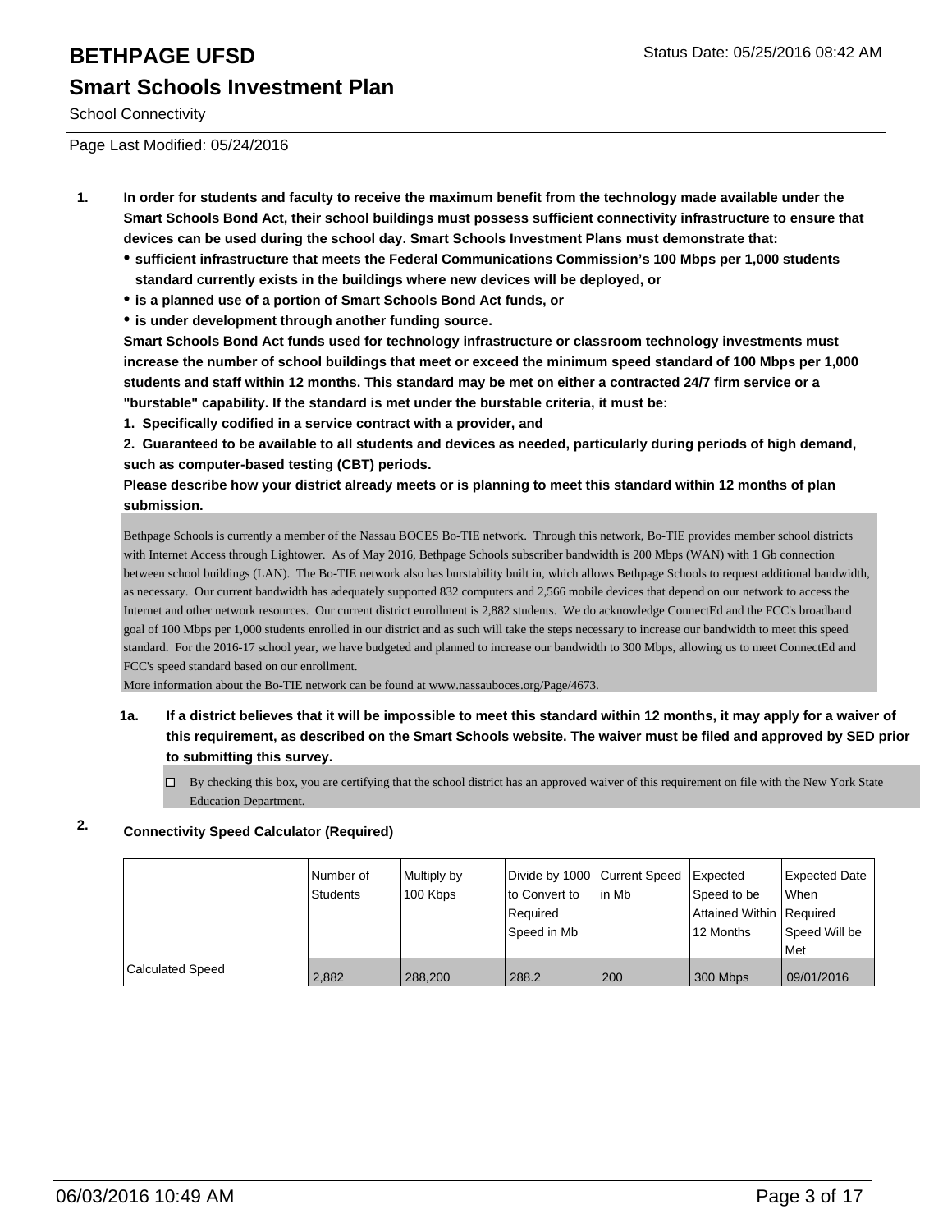# BETHPAGE UFSD

## Smart Schools Investment Plan

School Connectivity

Page Last Modified: 05/24/2016

1. **In order for students and faculty to receive the maximum benefit from the technology made available under the Smart Schools Bond Act, their school buildings must possess sufficient connectivity infrastructure to ensure that devices can be used during the school day. Smart Schools Investment Plans must demonstrate that:**
   - **sufficient infrastructure that meets the Federal Communications Commission's 100 Mbps per 1,000 students standard currently exists in the buildings where new devices will be deployed, or**
   - **is a planned use of a portion of Smart Schools Bond Act funds, or**
   - **is under development through another funding source.**

   **Smart Schools Bond Act funds used for technology infrastructure or classroom technology investments must increase the number of school buildings that meet or exceed the minimum speed standard of 100 Mbps per 1,000 students and staff within 12 months. This standard may be met on either a contracted 24/7 firm service or a "burstable" capability. If the standard is met under the burstable criteria, it must be:**

   **1. Specifically codified in a service contract with a provider, and**

   **2. Guaranteed to be available to all students and devices as needed, particularly during periods of high demand, such as computer-based testing (CBT) periods.**

   **Please describe how your district already meets or is planning to meet this standard within 12 months of plan submission.**

   Bethpage Schools is currently a member of the Nassau BOCES Bo-TIE network. Through this network, Bo-TIE provides member school districts with Internet Access through Lightower. As of May 2016, Bethpage Schools subscriber bandwidth is 200 Mbps (WAN) with 1 Gb connection between school buildings (LAN). The Bo-TIE network also has burstability built in, which allows Bethpage Schools to request additional bandwidth, as necessary. Our current bandwidth has adequately supported 832 computers and 2,566 mobile devices that depend on our network to access the Internet and other network resources. Our current district enrollment is 2,882 students. We do acknowledge ConnectEd and the FCC's broadband goal of 100 Mbps per 1,000 students enrolled in our district and as such will take the steps necessary to increase our bandwidth to meet this speed standard. For the 2016-17 school year, we have budgeted and planned to increase our bandwidth to 300 Mbps, allowing us to meet ConnectEd and FCC's speed standard based on our enrollment.
   More information about the Bo-TIE network can be found at www.nassauboces.org/Page/4673.

   1a. **If a district believes that it will be impossible to meet this standard within 12 months, it may apply for a waiver of this requirement, as described on the Smart Schools website. The waiver must be filed and approved by SED prior to submitting this survey.**

   ☐ By checking this box, you are certifying that the school district has an approved waiver of this requirement on file with the New York State Education Department.

2. **Connectivity Speed Calculator (Required)**

| | Number of Students | Multiply by 100 Kbps | Divide by 1000 to Convert to Required Speed in Mb | Current Speed in Mb | Expected Speed to be Attained Within 12 Months | Expected Date When Required Speed Will be Met |
|---|---|---|---|---|---|---|
| Calculated Speed | 2,882 | 288,200 | 288.2 | 200 | 300 Mbps | 09/01/2016 |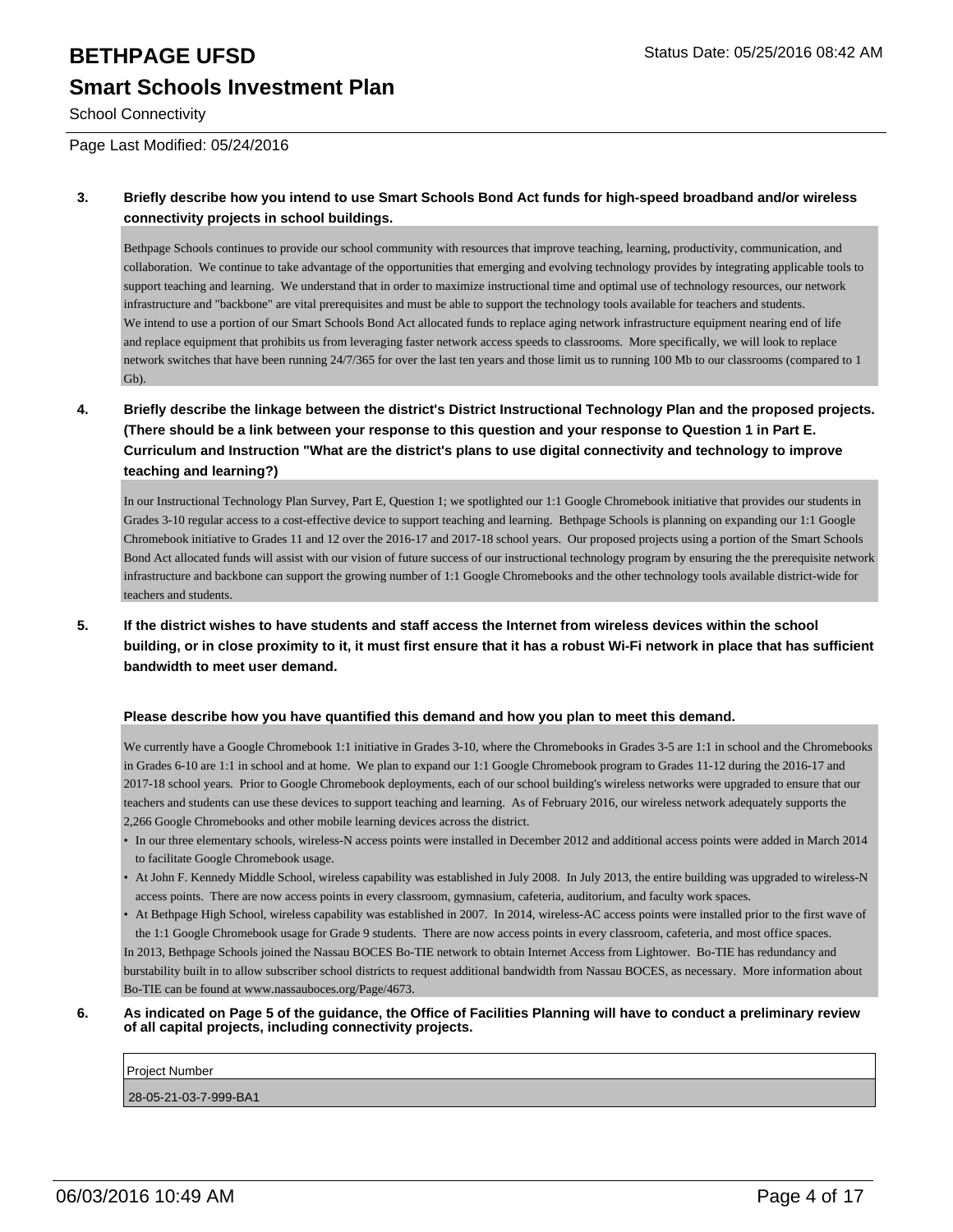**3. Briefly describe how you intend to use Smart Schools Bond Act funds for high-speed broadband and/or wireless connectivity projects in school buildings.**

Bethpage Schools continues to provide our school community with resources that improve teaching, learning, productivity, communication, and collaboration. We continue to take advantage of the opportunities that emerging and evolving technology provides by integrating applicable tools to support teaching and learning. We understand that in order to maximize instructional time and optimal use of technology resources, our network infrastructure and "backbone" are vital prerequisites and must be able to support the technology tools available for teachers and students.
We intend to use a portion of our Smart Schools Bond Act allocated funds to replace aging network infrastructure equipment nearing end of life and replace equipment that prohibits us from leveraging faster network access speeds to classrooms. More specifically, we will look to replace network switches that have been running 24/7/365 for over the last ten years and those limit us to running 100 Mb to our classrooms (compared to 1 Gb).

**4. Briefly describe the linkage between the district's District Instructional Technology Plan and the proposed projects. (There should be a link between your response to this question and your response to Question 1 in Part E. Curriculum and Instruction "What are the district's plans to use digital connectivity and technology to improve teaching and learning?)**

In our Instructional Technology Plan Survey, Part E, Question 1; we spotlighted our 1:1 Google Chromebook initiative that provides our students in Grades 3-10 regular access to a cost-effective device to support teaching and learning. Bethpage Schools is planning on expanding our 1:1 Google Chromebook initiative to Grades 11 and 12 over the 2016-17 and 2017-18 school years. Our proposed projects using a portion of the Smart Schools Bond Act allocated funds will assist with our vision of future success of our instructional technology program by ensuring the the prerequisite network infrastructure and backbone can support the growing number of 1:1 Google Chromebooks and the other technology tools available district-wide for teachers and students.

**5. If the district wishes to have students and staff access the Internet from wireless devices within the school building, or in close proximity to it, it must first ensure that it has a robust Wi-Fi network in place that has sufficient bandwidth to meet user demand.**

**Please describe how you have quantified this demand and how you plan to meet this demand.**

We currently have a Google Chromebook 1:1 initiative in Grades 3-10, where the Chromebooks in Grades 3-5 are 1:1 in school and the Chromebooks in Grades 6-10 are 1:1 in school and at home. We plan to expand our 1:1 Google Chromebook program to Grades 11-12 during the 2016-17 and 2017-18 school years. Prior to Google Chromebook deployments, each of our school building's wireless networks were upgraded to ensure that our teachers and students can use these devices to support teaching and learning. As of February 2016, our wireless network adequately supports the 2,266 Google Chromebooks and other mobile learning devices across the district.

- In our three elementary schools, wireless-N access points were installed in December 2012 and additional access points were added in March 2014 to facilitate Google Chromebook usage.
- At John F. Kennedy Middle School, wireless capability was established in July 2008. In July 2013, the entire building was upgraded to wireless-N access points. There are now access points in every classroom, gymnasium, cafeteria, auditorium, and faculty work spaces.
- At Bethpage High School, wireless capability was established in 2007. In 2014, wireless-AC access points were installed prior to the first wave of the 1:1 Google Chromebook usage for Grade 9 students. There are now access points in every classroom, cafeteria, and most office spaces.

In 2013, Bethpage Schools joined the Nassau BOCES Bo-TIE network to obtain Internet Access from Lightower. Bo-TIE has redundancy and burstability built in to allow subscriber school districts to request additional bandwidth from Nassau BOCES, as necessary. More information about Bo-TIE can be found at www.nassauboces.org/Page/4673.

**6. As indicated on Page 5 of the guidance, the Office of Facilities Planning will have to conduct a preliminary review of all capital projects, including connectivity projects.**

| Project Number |
|---|
| 28-05-21-03-7-999-BA1 |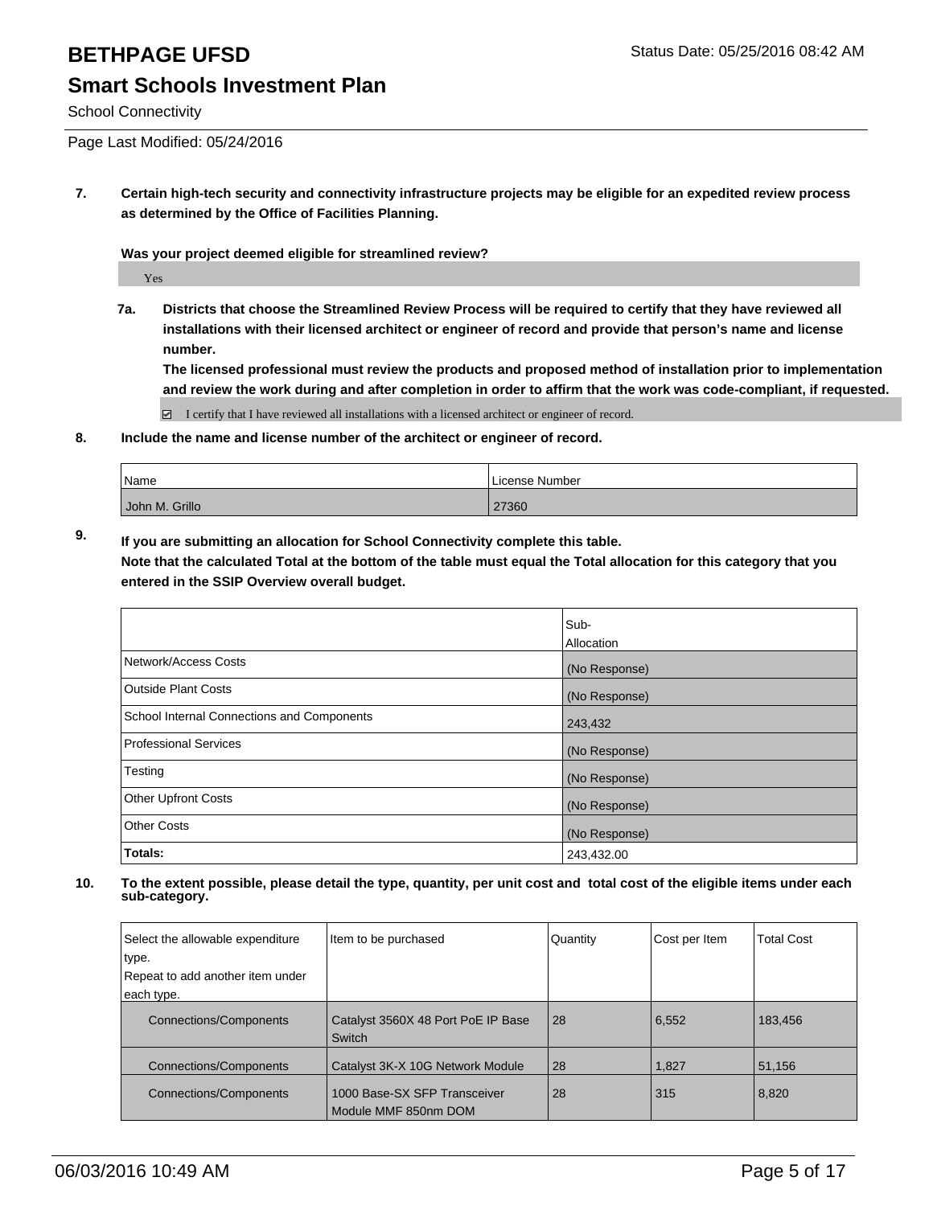# BETHPAGE UFSD

Status Date: 05/25/2016 08:42 AM

## Smart Schools Investment Plan

School Connectivity

Page Last Modified: 05/24/2016

**7. Certain high-tech security and connectivity infrastructure projects may be eligible for an expedited review process as determined by the Office of Facilities Planning.**

**Was your project deemed eligible for streamlined review?**

Yes

**7a. Districts that choose the Streamlined Review Process will be required to certify that they have reviewed all installations with their licensed architect or engineer of record and provide that person's name and license number.**

**The licensed professional must review the products and proposed method of installation prior to implementation and review the work during and after completion in order to affirm that the work was code-compliant, if requested.**

☑ I certify that I have reviewed all installations with a licensed architect or engineer of record.

**8. Include the name and license number of the architect or engineer of record.**

| Name | License Number |
|---|---|
| John M. Grillo | 27360 |

**9. If you are submitting an allocation for School Connectivity complete this table.**
**Note that the calculated Total at the bottom of the table must equal the Total allocation for this category that you entered in the SSIP Overview overall budget.**

| | Sub-Allocation |
|---|---|
| Network/Access Costs | (No Response) |
| Outside Plant Costs | (No Response) |
| School Internal Connections and Components | 243,432 |
| Professional Services | (No Response) |
| Testing | (No Response) |
| Other Upfront Costs | (No Response) |
| Other Costs | (No Response) |
| **Totals:** | 243,432.00 |

**10. To the extent possible, please detail the type, quantity, per unit cost and total cost of the eligible items under each sub-category.**

| Select the allowable expenditure type. Repeat to add another item under each type. | Item to be purchased | Quantity | Cost per Item | Total Cost |
|---|---|---|---|---|
| Connections/Components | Catalyst 3560X 48 Port PoE IP Base Switch | 28 | 6,552 | 183,456 |
| Connections/Components | Catalyst 3K-X 10G Network Module | 28 | 1,827 | 51,156 |
| Connections/Components | 1000 Base-SX SFP Transceiver Module MMF 850nm DOM | 28 | 315 | 8,820 |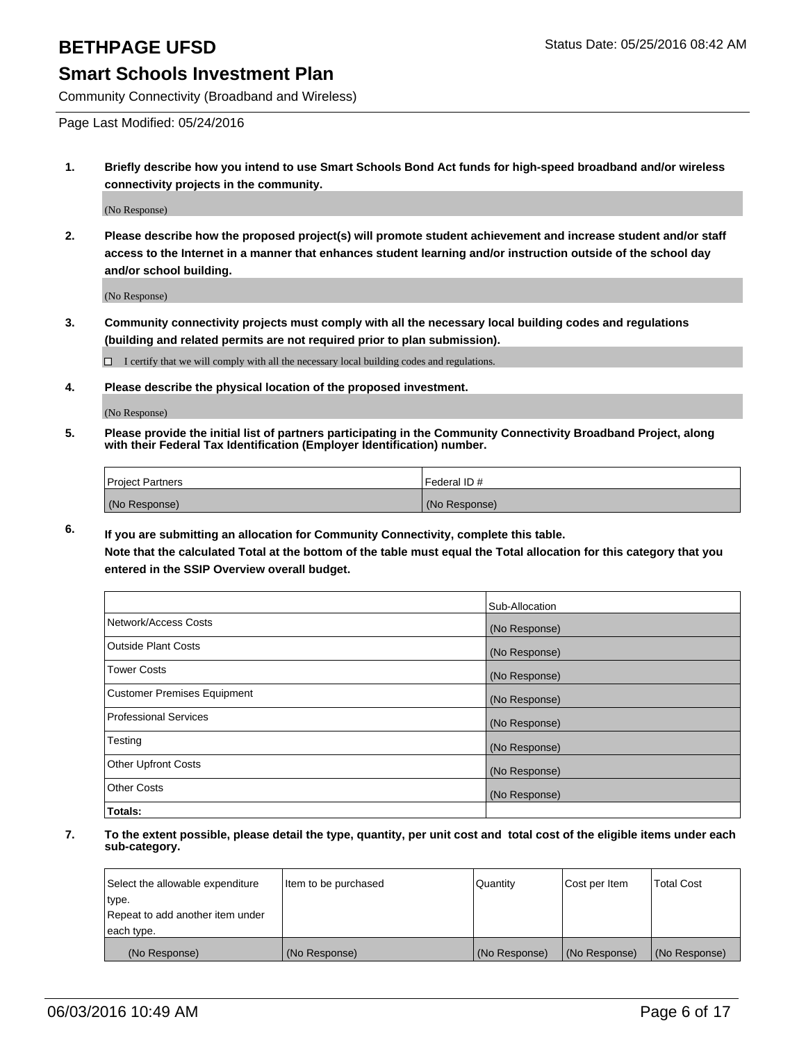# BETHPAGE UFSD

Status Date: 05/25/2016 08:42 AM

## Smart Schools Investment Plan

Community Connectivity (Broadband and Wireless)

Page Last Modified: 05/24/2016

**1. Briefly describe how you intend to use Smart Schools Bond Act funds for high-speed broadband and/or wireless connectivity projects in the community.**

(No Response)

**2. Please describe how the proposed project(s) will promote student achievement and increase student and/or staff access to the Internet in a manner that enhances student learning and/or instruction outside of the school day and/or school building.**

(No Response)

**3. Community connectivity projects must comply with all the necessary local building codes and regulations (building and related permits are not required prior to plan submission).**

☐ I certify that we will comply with all the necessary local building codes and regulations.

**4. Please describe the physical location of the proposed investment.**

(No Response)

**5. Please provide the initial list of partners participating in the Community Connectivity Broadband Project, along with their Federal Tax Identification (Employer Identification) number.**

| Project Partners | Federal ID # |
|---|---|
| (No Response) | (No Response) |

**6. If you are submitting an allocation for Community Connectivity, complete this table. Note that the calculated Total at the bottom of the table must equal the Total allocation for this category that you entered in the SSIP Overview overall budget.**

| | Sub-Allocation |
|---|---|
| Network/Access Costs | (No Response) |
| Outside Plant Costs | (No Response) |
| Tower Costs | (No Response) |
| Customer Premises Equipment | (No Response) |
| Professional Services | (No Response) |
| Testing | (No Response) |
| Other Upfront Costs | (No Response) |
| Other Costs | (No Response) |
| **Totals:** | |

**7. To the extent possible, please detail the type, quantity, per unit cost and total cost of the eligible items under each sub-category.**

| Select the allowable expenditure type. Repeat to add another item under each type. | Item to be purchased | Quantity | Cost per Item | Total Cost |
|---|---|---|---|---|
| (No Response) | (No Response) | (No Response) | (No Response) | (No Response) |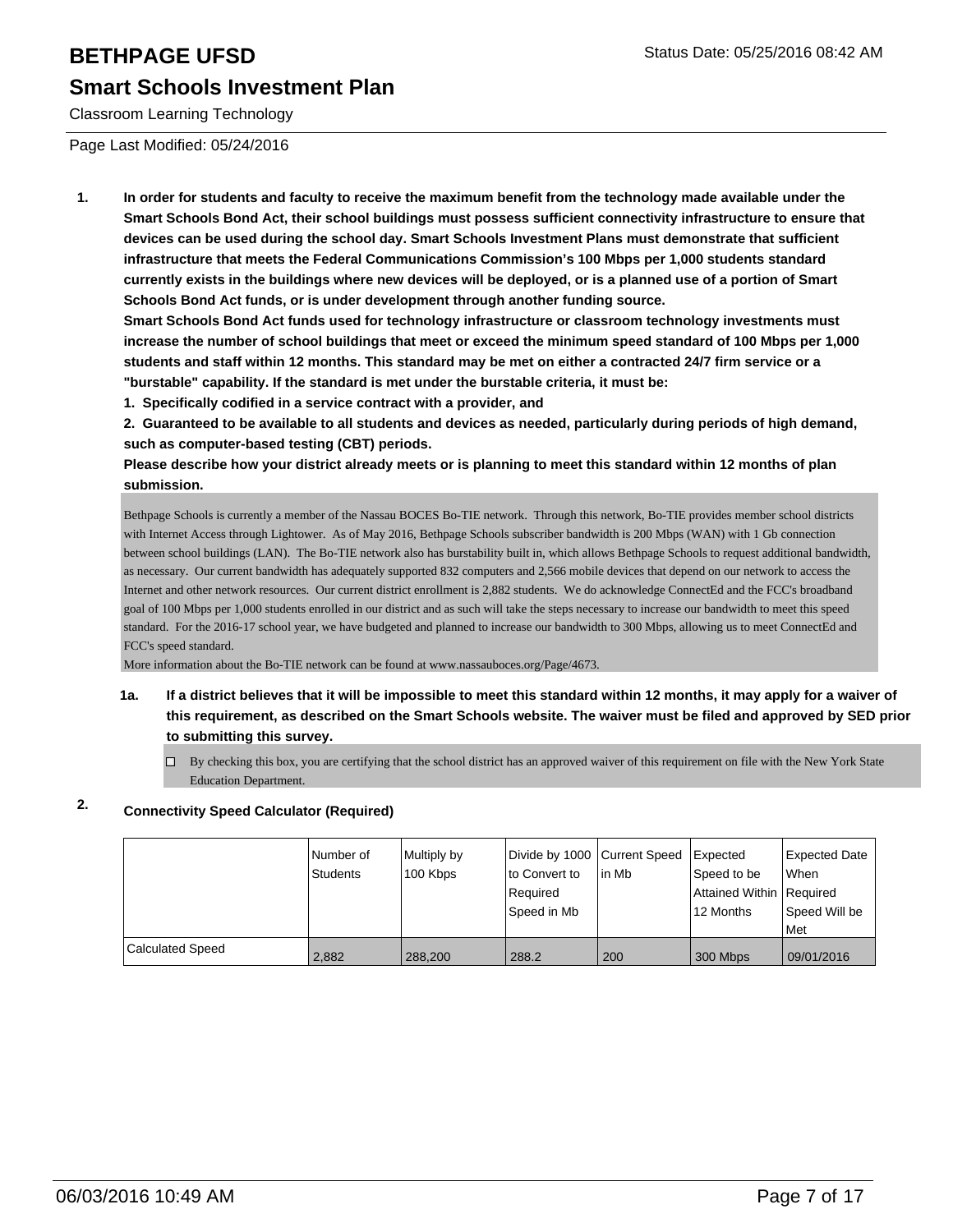# BETHPAGE UFSD

Status Date: 05/25/2016 08:42 AM

## Smart Schools Investment Plan

Classroom Learning Technology

Page Last Modified: 05/24/2016

**1. In order for students and faculty to receive the maximum benefit from the technology made available under the Smart Schools Bond Act, their school buildings must possess sufficient connectivity infrastructure to ensure that devices can be used during the school day. Smart Schools Investment Plans must demonstrate that sufficient infrastructure that meets the Federal Communications Commission's 100 Mbps per 1,000 students standard currently exists in the buildings where new devices will be deployed, or is a planned use of a portion of Smart Schools Bond Act funds, or is under development through another funding source.**

**Smart Schools Bond Act funds used for technology infrastructure or classroom technology investments must increase the number of school buildings that meet or exceed the minimum speed standard of 100 Mbps per 1,000 students and staff within 12 months. This standard may be met on either a contracted 24/7 firm service or a "burstable" capability. If the standard is met under the burstable criteria, it must be:**

**1. Specifically codified in a service contract with a provider, and**

**2. Guaranteed to be available to all students and devices as needed, particularly during periods of high demand, such as computer-based testing (CBT) periods.**

**Please describe how your district already meets or is planning to meet this standard within 12 months of plan submission.**

Bethpage Schools is currently a member of the Nassau BOCES Bo-TIE network. Through this network, Bo-TIE provides member school districts with Internet Access through Lightower. As of May 2016, Bethpage Schools subscriber bandwidth is 200 Mbps (WAN) with 1 Gb connection between school buildings (LAN). The Bo-TIE network also has burstability built in, which allows Bethpage Schools to request additional bandwidth, as necessary. Our current bandwidth has adequately supported 832 computers and 2,566 mobile devices that depend on our network to access the Internet and other network resources. Our current district enrollment is 2,882 students. We do acknowledge ConnectEd and the FCC's broadband goal of 100 Mbps per 1,000 students enrolled in our district and as such will take the steps necessary to increase our bandwidth to meet this speed standard. For the 2016-17 school year, we have budgeted and planned to increase our bandwidth to 300 Mbps, allowing us to meet ConnectEd and FCC's speed standard.

More information about the Bo-TIE network can be found at www.nassauboces.org/Page/4673.

**1a. If a district believes that it will be impossible to meet this standard within 12 months, it may apply for a waiver of this requirement, as described on the Smart Schools website. The waiver must be filed and approved by SED prior to submitting this survey.**

☐ By checking this box, you are certifying that the school district has an approved waiver of this requirement on file with the New York State Education Department.

**2. Connectivity Speed Calculator (Required)**

| | Number of Students | Multiply by 100 Kbps | Divide by 1000 to Convert to Required Speed in Mb | Current Speed in Mb | Expected Speed to be Attained Within 12 Months | Expected Date When Required Speed Will be Met |
|---|---|---|---|---|---|---|
| Calculated Speed | 2,882 | 288,200 | 288.2 | 200 | 300 Mbps | 09/01/2016 |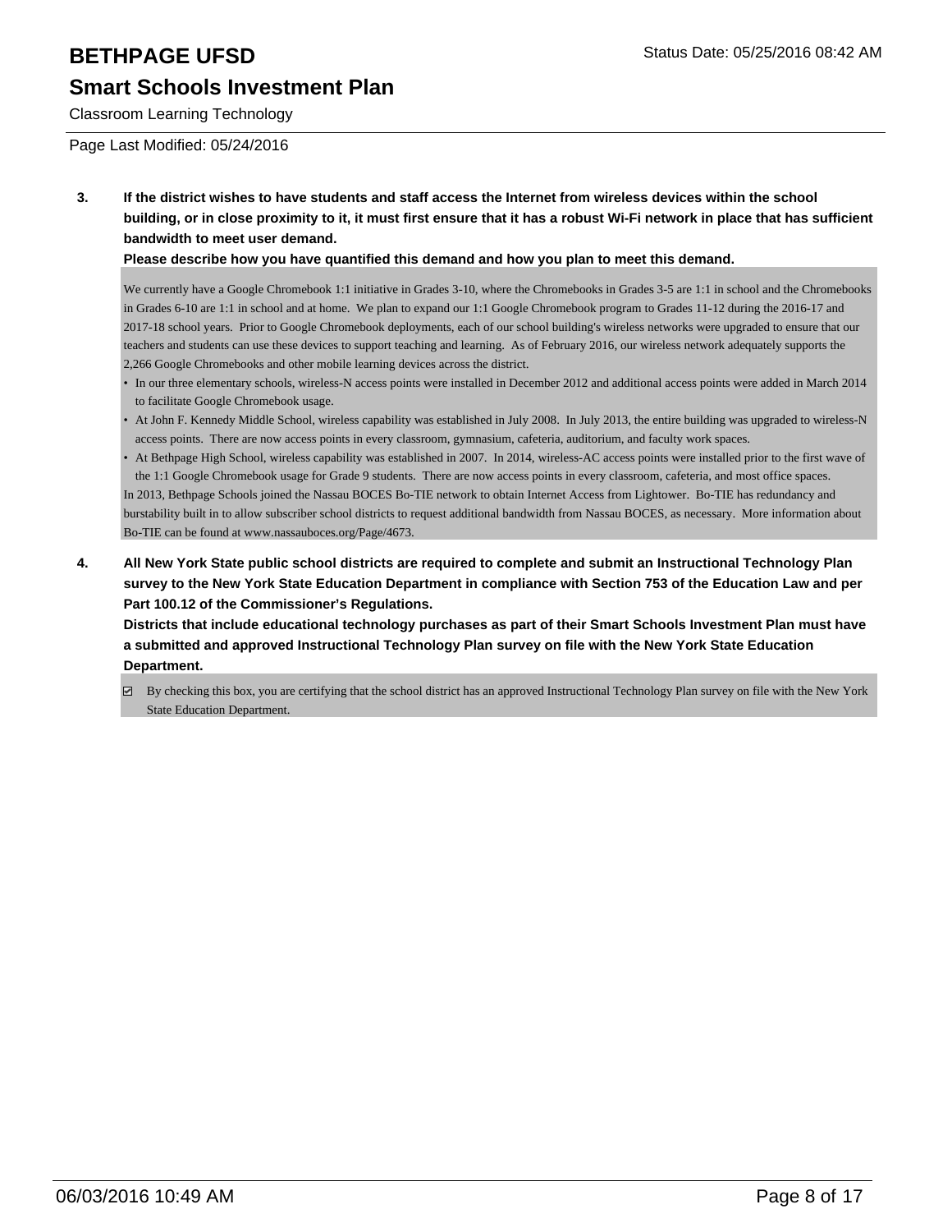3. **If the district wishes to have students and staff access the Internet from wireless devices within the school building, or in close proximity to it, it must first ensure that it has a robust Wi-Fi network in place that has sufficient bandwidth to meet user demand.**

   **Please describe how you have quantified this demand and how you plan to meet this demand.**

   We currently have a Google Chromebook 1:1 initiative in Grades 3-10, where the Chromebooks in Grades 3-5 are 1:1 in school and the Chromebooks in Grades 6-10 are 1:1 in school and at home. We plan to expand our 1:1 Google Chromebook program to Grades 11-12 during the 2016-17 and 2017-18 school years. Prior to Google Chromebook deployments, each of our school building's wireless networks were upgraded to ensure that our teachers and students can use these devices to support teaching and learning. As of February 2016, our wireless network adequately supports the 2,266 Google Chromebooks and other mobile learning devices across the district.

   - In our three elementary schools, wireless-N access points were installed in December 2012 and additional access points were added in March 2014 to facilitate Google Chromebook usage.
   - At John F. Kennedy Middle School, wireless capability was established in July 2008. In July 2013, the entire building was upgraded to wireless-N access points. There are now access points in every classroom, gymnasium, cafeteria, auditorium, and faculty work spaces.
   - At Bethpage High School, wireless capability was established in 2007. In 2014, wireless-AC access points were installed prior to the first wave of the 1:1 Google Chromebook usage for Grade 9 students. There are now access points in every classroom, cafeteria, and most office spaces.

   In 2013, Bethpage Schools joined the Nassau BOCES Bo-TIE network to obtain Internet Access from Lightower. Bo-TIE has redundancy and burstability built in to allow subscriber school districts to request additional bandwidth from Nassau BOCES, as necessary. More information about Bo-TIE can be found at www.nassauboces.org/Page/4673.

4. **All New York State public school districts are required to complete and submit an Instructional Technology Plan survey to the New York State Education Department in compliance with Section 753 of the Education Law and per Part 100.12 of the Commissioner's Regulations.**

   **Districts that include educational technology purchases as part of their Smart Schools Investment Plan must have a submitted and approved Instructional Technology Plan survey on file with the New York State Education Department.**

   ☑ By checking this box, you are certifying that the school district has an approved Instructional Technology Plan survey on file with the New York State Education Department.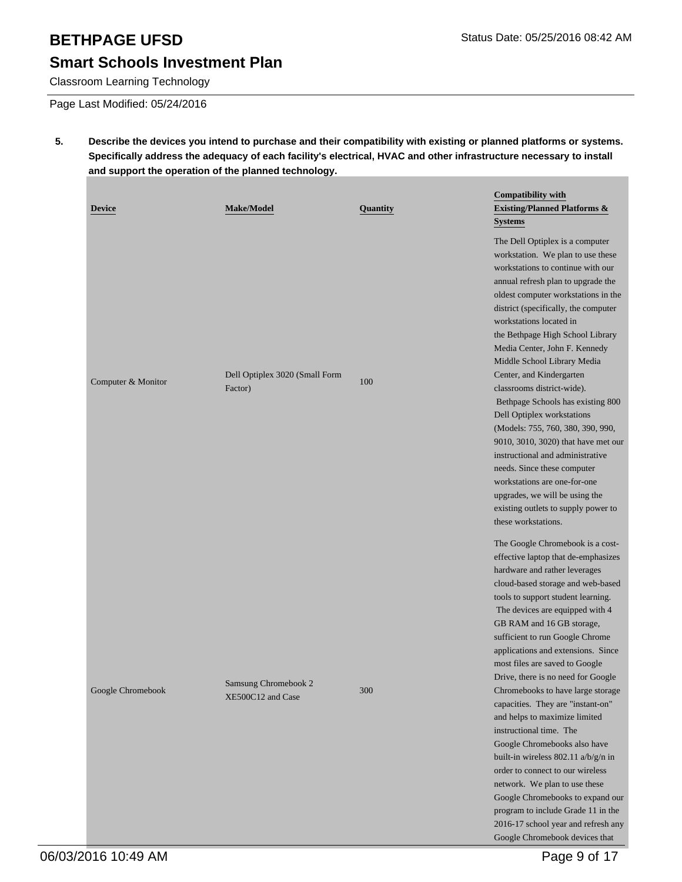**5. Describe the devices you intend to purchase and their compatibility with existing or planned platforms or systems. Specifically address the adequacy of each facility's electrical, HVAC and other infrastructure necessary to install and support the operation of the planned technology.**

| Device | Make/Model | Quantity | Compatibility with Existing/Planned Platforms & Systems |
|---|---|---|---|
| Computer & Monitor | Dell Optiplex 3020 (Small Form Factor) | 100 | The Dell Optiplex is a computer workstation. We plan to use these workstations to continue with our annual refresh plan to upgrade the oldest computer workstations in the district (specifically, the computer workstations located in the Bethpage High School Library Media Center, John F. Kennedy Middle School Library Media Center, and Kindergarten classrooms district-wide). Bethpage Schools has existing 800 Dell Optiplex workstations (Models: 755, 760, 380, 390, 990, 9010, 3010, 3020) that have met our instructional and administrative needs. Since these computer workstations are one-for-one upgrades, we will be using the existing outlets to supply power to these workstations. |
| Google Chromebook | Samsung Chromebook 2 XE500C12 and Case | 300 | The Google Chromebook is a cost-effective laptop that de-emphasizes hardware and rather leverages cloud-based storage and web-based tools to support student learning. The devices are equipped with 4 GB RAM and 16 GB storage, sufficient to run Google Chrome applications and extensions. Since most files are saved to Google Drive, there is no need for Google Chromebooks to have large storage capacities. They are "instant-on" and helps to maximize limited instructional time. The Google Chromebooks also have built-in wireless 802.11 a/b/g/n in order to connect to our wireless network. We plan to use these Google Chromebooks to expand our program to include Grade 11 in the 2016-17 school year and refresh any Google Chromebook devices that |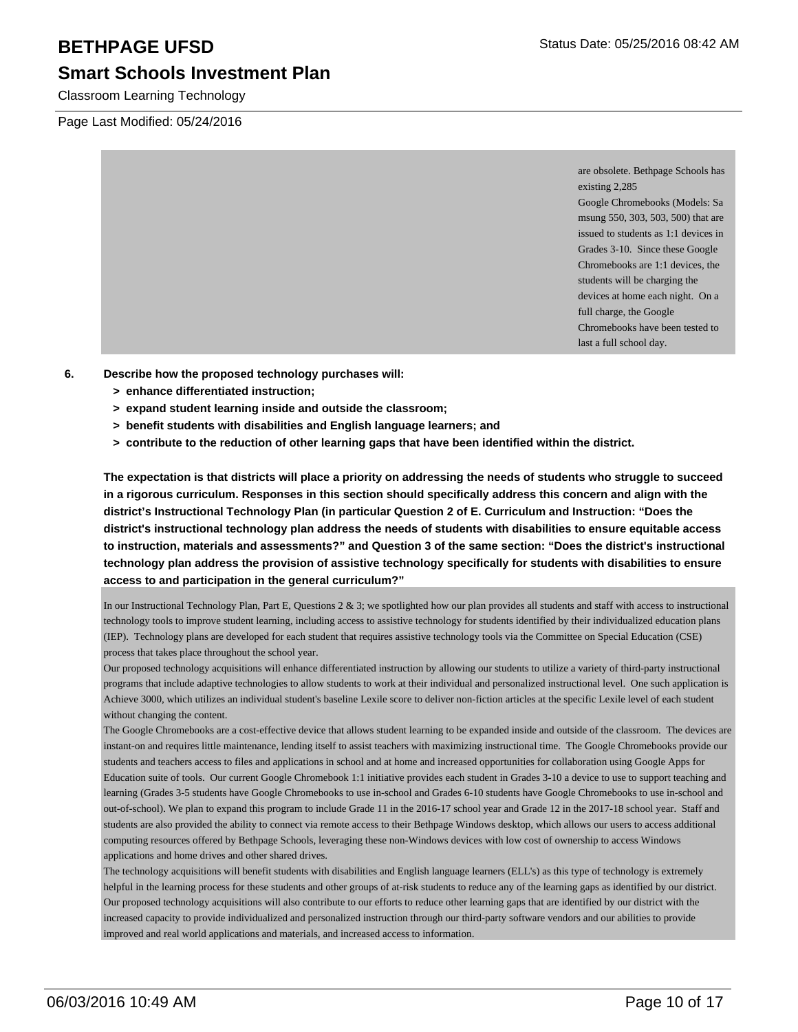are obsolete. Bethpage Schools has existing 2,285 Google Chromebooks (Models: Samsung 550, 303, 503, 500) that are issued to students as 1:1 devices in Grades 3-10. Since these Google Chromebooks are 1:1 devices, the students will be charging the devices at home each night. On a full charge, the Google Chromebooks have been tested to last a full school day.

**6. Describe how the proposed technology purchases will:**

- **> enhance differentiated instruction;**
- **> expand student learning inside and outside the classroom;**
- **> benefit students with disabilities and English language learners; and**
- **> contribute to the reduction of other learning gaps that have been identified within the district.**

**The expectation is that districts will place a priority on addressing the needs of students who struggle to succeed in a rigorous curriculum. Responses in this section should specifically address this concern and align with the district's Instructional Technology Plan (in particular Question 2 of E. Curriculum and Instruction: "Does the district's instructional technology plan address the needs of students with disabilities to ensure equitable access to instruction, materials and assessments?" and Question 3 of the same section: "Does the district's instructional technology plan address the provision of assistive technology specifically for students with disabilities to ensure access to and participation in the general curriculum?"**

In our Instructional Technology Plan, Part E, Questions 2 & 3; we spotlighted how our plan provides all students and staff with access to instructional technology tools to improve student learning, including access to assistive technology for students identified by their individualized education plans (IEP). Technology plans are developed for each student that requires assistive technology tools via the Committee on Special Education (CSE) process that takes place throughout the school year.

Our proposed technology acquisitions will enhance differentiated instruction by allowing our students to utilize a variety of third-party instructional programs that include adaptive technologies to allow students to work at their individual and personalized instructional level. One such application is Achieve 3000, which utilizes an individual student's baseline Lexile score to deliver non-fiction articles at the specific Lexile level of each student without changing the content.

The Google Chromebooks are a cost-effective device that allows student learning to be expanded inside and outside of the classroom. The devices are instant-on and requires little maintenance, lending itself to assist teachers with maximizing instructional time. The Google Chromebooks provide our students and teachers access to files and applications in school and at home and increased opportunities for collaboration using Google Apps for Education suite of tools. Our current Google Chromebook 1:1 initiative provides each student in Grades 3-10 a device to use to support teaching and learning (Grades 3-5 students have Google Chromebooks to use in-school and Grades 6-10 students have Google Chromebooks to use in-school and out-of-school). We plan to expand this program to include Grade 11 in the 2016-17 school year and Grade 12 in the 2017-18 school year. Staff and students are also provided the ability to connect via remote access to their Bethpage Windows desktop, which allows our users to access additional computing resources offered by Bethpage Schools, leveraging these non-Windows devices with low cost of ownership to access Windows applications and home drives and other shared drives.

The technology acquisitions will benefit students with disabilities and English language learners (ELL's) as this type of technology is extremely helpful in the learning process for these students and other groups of at-risk students to reduce any of the learning gaps as identified by our district. Our proposed technology acquisitions will also contribute to our efforts to reduce other learning gaps that are identified by our district with the increased capacity to provide individualized and personalized instruction through our third-party software vendors and our abilities to provide improved and real world applications and materials, and increased access to information.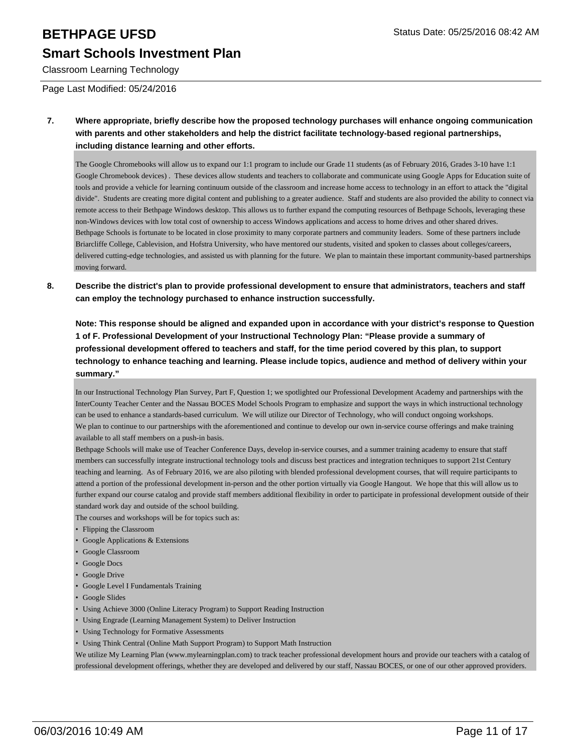**7. Where appropriate, briefly describe how the proposed technology purchases will enhance ongoing communication with parents and other stakeholders and help the district facilitate technology-based regional partnerships, including distance learning and other efforts.**

The Google Chromebooks will allow us to expand our 1:1 program to include our Grade 11 students (as of February 2016, Grades 3-10 have 1:1 Google Chromebook devices) . These devices allow students and teachers to collaborate and communicate using Google Apps for Education suite of tools and provide a vehicle for learning continuum outside of the classroom and increase home access to technology in an effort to attack the "digital divide". Students are creating more digital content and publishing to a greater audience. Staff and students are also provided the ability to connect via remote access to their Bethpage Windows desktop. This allows us to further expand the computing resources of Bethpage Schools, leveraging these non-Windows devices with low total cost of ownership to access Windows applications and access to home drives and other shared drives.
Bethpage Schools is fortunate to be located in close proximity to many corporate partners and community leaders. Some of these partners include Briarcliffe College, Cablevision, and Hofstra University, who have mentored our students, visited and spoken to classes about colleges/careers, delivered cutting-edge technologies, and assisted us with planning for the future. We plan to maintain these important community-based partnerships moving forward.

**8. Describe the district's plan to provide professional development to ensure that administrators, teachers and staff can employ the technology purchased to enhance instruction successfully.**

**Note: This response should be aligned and expanded upon in accordance with your district's response to Question 1 of F. Professional Development of your Instructional Technology Plan: "Please provide a summary of professional development offered to teachers and staff, for the time period covered by this plan, to support technology to enhance teaching and learning. Please include topics, audience and method of delivery within your summary."**

In our Instructional Technology Plan Survey, Part F, Question 1; we spotlighted our Professional Development Academy and partnerships with the InterCounty Teacher Center and the Nassau BOCES Model Schools Program to emphasize and support the ways in which instructional technology can be used to enhance a standards-based curriculum. We will utilize our Director of Technology, who will conduct ongoing workshops.
We plan to continue to our partnerships with the aforementioned and continue to develop our own in-service course offerings and make training available to all staff members on a push-in basis.
Bethpage Schools will make use of Teacher Conference Days, develop in-service courses, and a summer training academy to ensure that staff members can successfully integrate instructional technology tools and discuss best practices and integration techniques to support 21st Century teaching and learning. As of February 2016, we are also piloting with blended professional development courses, that will require participants to attend a portion of the professional development in-person and the other portion virtually via Google Hangout. We hope that this will allow us to further expand our course catalog and provide staff members additional flexibility in order to participate in professional development outside of their standard work day and outside of the school building.
The courses and workshops will be for topics such as:

- Flipping the Classroom
- Google Applications & Extensions
- Google Classroom
- Google Docs
- Google Drive
- Google Level I Fundamentals Training
- Google Slides
- Using Achieve 3000 (Online Literacy Program) to Support Reading Instruction
- Using Engrade (Learning Management System) to Deliver Instruction
- Using Technology for Formative Assessments
- Using Think Central (Online Math Support Program) to Support Math Instruction

We utilize My Learning Plan (www.mylearningplan.com) to track teacher professional development hours and provide our teachers with a catalog of professional development offerings, whether they are developed and delivered by our staff, Nassau BOCES, or one of our other approved providers.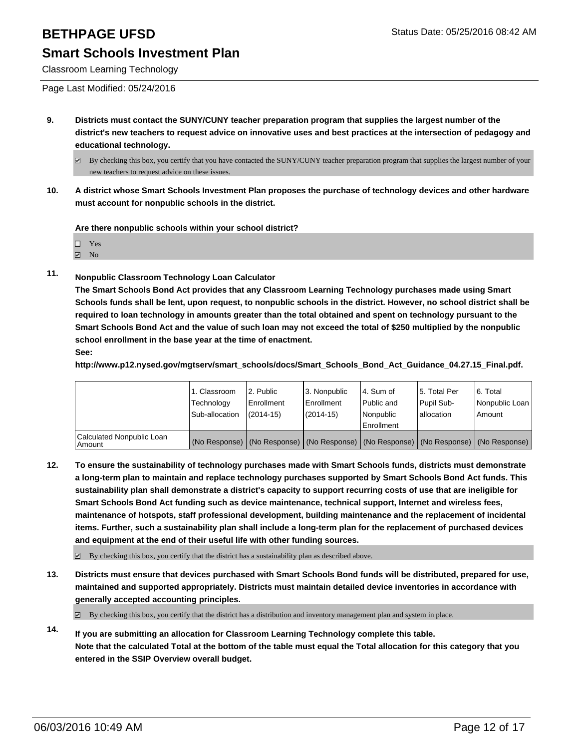# BETHPAGE UFSD

## Smart Schools Investment Plan

Classroom Learning Technology

Page Last Modified: 05/24/2016

**9. Districts must contact the SUNY/CUNY teacher preparation program that supplies the largest number of the district's new teachers to request advice on innovative uses and best practices at the intersection of pedagogy and educational technology.**

☑ By checking this box, you certify that you have contacted the SUNY/CUNY teacher preparation program that supplies the largest number of your new teachers to request advice on these issues.

**10. A district whose Smart Schools Investment Plan proposes the purchase of technology devices and other hardware must account for nonpublic schools in the district.**

**Are there nonpublic schools within your school district?**

☐ Yes
☑ No

**11. Nonpublic Classroom Technology Loan Calculator**
**The Smart Schools Bond Act provides that any Classroom Learning Technology purchases made using Smart Schools funds shall be lent, upon request, to nonpublic schools in the district. However, no school district shall be required to loan technology in amounts greater than the total obtained and spent on technology pursuant to the Smart Schools Bond Act and the value of such loan may not exceed the total of $250 multiplied by the nonpublic school enrollment in the base year at the time of enactment.**
**See:**
**http://www.p12.nysed.gov/mgtserv/smart_schools/docs/Smart_Schools_Bond_Act_Guidance_04.27.15_Final.pdf.**

| | 1. Classroom Technology Sub-allocation | 2. Public Enrollment (2014-15) | 3. Nonpublic Enrollment (2014-15) | 4. Sum of Public and Nonpublic Enrollment | 5. Total Per Pupil Sub-allocation | 6. Total Nonpublic Loan Amount |
|---|---|---|---|---|---|---|
| Calculated Nonpublic Loan Amount | (No Response) | (No Response) | (No Response) | (No Response) | (No Response) | (No Response) |

**12. To ensure the sustainability of technology purchases made with Smart Schools funds, districts must demonstrate a long-term plan to maintain and replace technology purchases supported by Smart Schools Bond Act funds. This sustainability plan shall demonstrate a district's capacity to support recurring costs of use that are ineligible for Smart Schools Bond Act funding such as device maintenance, technical support, Internet and wireless fees, maintenance of hotspots, staff professional development, building maintenance and the replacement of incidental items. Further, such a sustainability plan shall include a long-term plan for the replacement of purchased devices and equipment at the end of their useful life with other funding sources.**

☑ By checking this box, you certify that the district has a sustainability plan as described above.

**13. Districts must ensure that devices purchased with Smart Schools Bond funds will be distributed, prepared for use, maintained and supported appropriately. Districts must maintain detailed device inventories in accordance with generally accepted accounting principles.**

☑ By checking this box, you certify that the district has a distribution and inventory management plan and system in place.

**14. If you are submitting an allocation for Classroom Learning Technology complete this table.**
**Note that the calculated Total at the bottom of the table must equal the Total allocation for this category that you entered in the SSIP Overview overall budget.**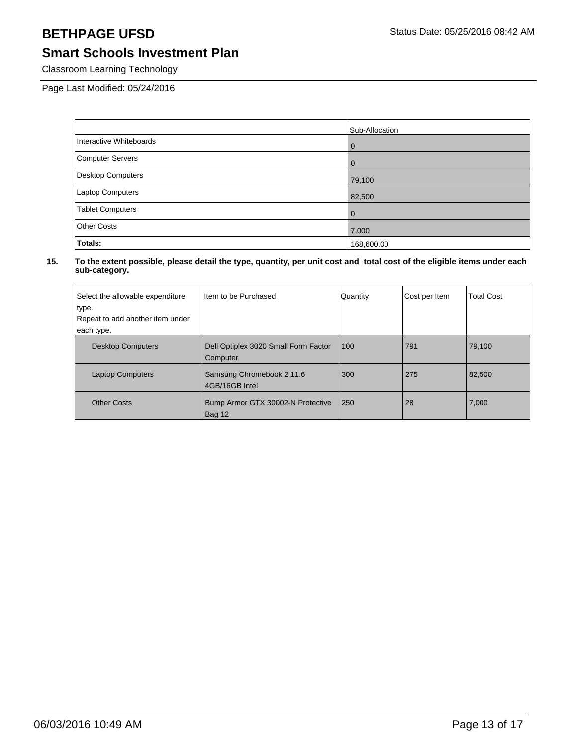# BETHPAGE UFSD

## Smart Schools Investment Plan

Classroom Learning Technology

Page Last Modified: 05/24/2016

| | Sub-Allocation |
|---|---|
| Interactive Whiteboards | 0 |
| Computer Servers | 0 |
| Desktop Computers | 79,100 |
| Laptop Computers | 82,500 |
| Tablet Computers | 0 |
| Other Costs | 7,000 |
| **Totals:** | 168,600.00 |

**15. To the extent possible, please detail the type, quantity, per unit cost and total cost of the eligible items under each sub-category.**

| Select the allowable expenditure type. Repeat to add another item under each type. | Item to be Purchased | Quantity | Cost per Item | Total Cost |
|---|---|---|---|---|
| Desktop Computers | Dell Optiplex 3020 Small Form Factor Computer | 100 | 791 | 79,100 |
| Laptop Computers | Samsung Chromebook 2 11.6 4GB/16GB Intel | 300 | 275 | 82,500 |
| Other Costs | Bump Armor GTX 30002-N Protective Bag 12 | 250 | 28 | 7,000 |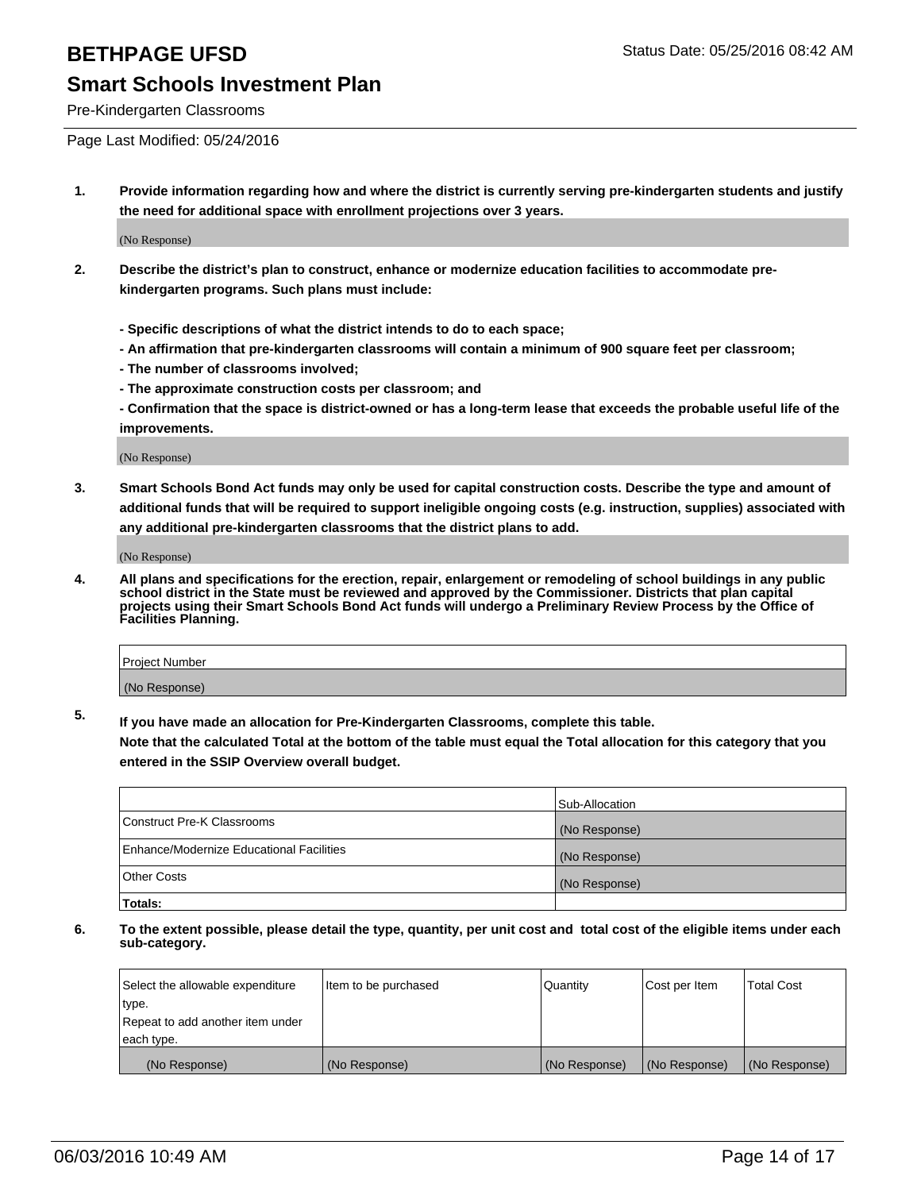# BETHPAGE UFSD

Status Date: 05/25/2016 08:42 AM

## Smart Schools Investment Plan

Pre-Kindergarten Classrooms

Page Last Modified: 05/24/2016

**1. Provide information regarding how and where the district is currently serving pre-kindergarten students and justify the need for additional space with enrollment projections over 3 years.**

(No Response)

**2. Describe the district's plan to construct, enhance or modernize education facilities to accommodate pre-kindergarten programs. Such plans must include:**

**- Specific descriptions of what the district intends to do to each space;**

**- An affirmation that pre-kindergarten classrooms will contain a minimum of 900 square feet per classroom;**

**- The number of classrooms involved;**

**- The approximate construction costs per classroom; and**

**- Confirmation that the space is district-owned or has a long-term lease that exceeds the probable useful life of the improvements.**

(No Response)

**3. Smart Schools Bond Act funds may only be used for capital construction costs. Describe the type and amount of additional funds that will be required to support ineligible ongoing costs (e.g. instruction, supplies) associated with any additional pre-kindergarten classrooms that the district plans to add.**

(No Response)

**4. All plans and specifications for the erection, repair, enlargement or remodeling of school buildings in any public school district in the State must be reviewed and approved by the Commissioner. Districts that plan capital projects using their Smart Schools Bond Act funds will undergo a Preliminary Review Process by the Office of Facilities Planning.**

| Project Number |
| --- |
| (No Response) |

**5. If you have made an allocation for Pre-Kindergarten Classrooms, complete this table.**

**Note that the calculated Total at the bottom of the table must equal the Total allocation for this category that you entered in the SSIP Overview overall budget.**

| | Sub-Allocation |
| --- | --- |
| Construct Pre-K Classrooms | (No Response) |
| Enhance/Modernize Educational Facilities | (No Response) |
| Other Costs | (No Response) |
| **Totals:** | |

**6. To the extent possible, please detail the type, quantity, per unit cost and total cost of the eligible items under each sub-category.**

| Select the allowable expenditure type. Repeat to add another item under each type. | Item to be purchased | Quantity | Cost per Item | Total Cost |
| --- | --- | --- | --- | --- |
| (No Response) | (No Response) | (No Response) | (No Response) | (No Response) |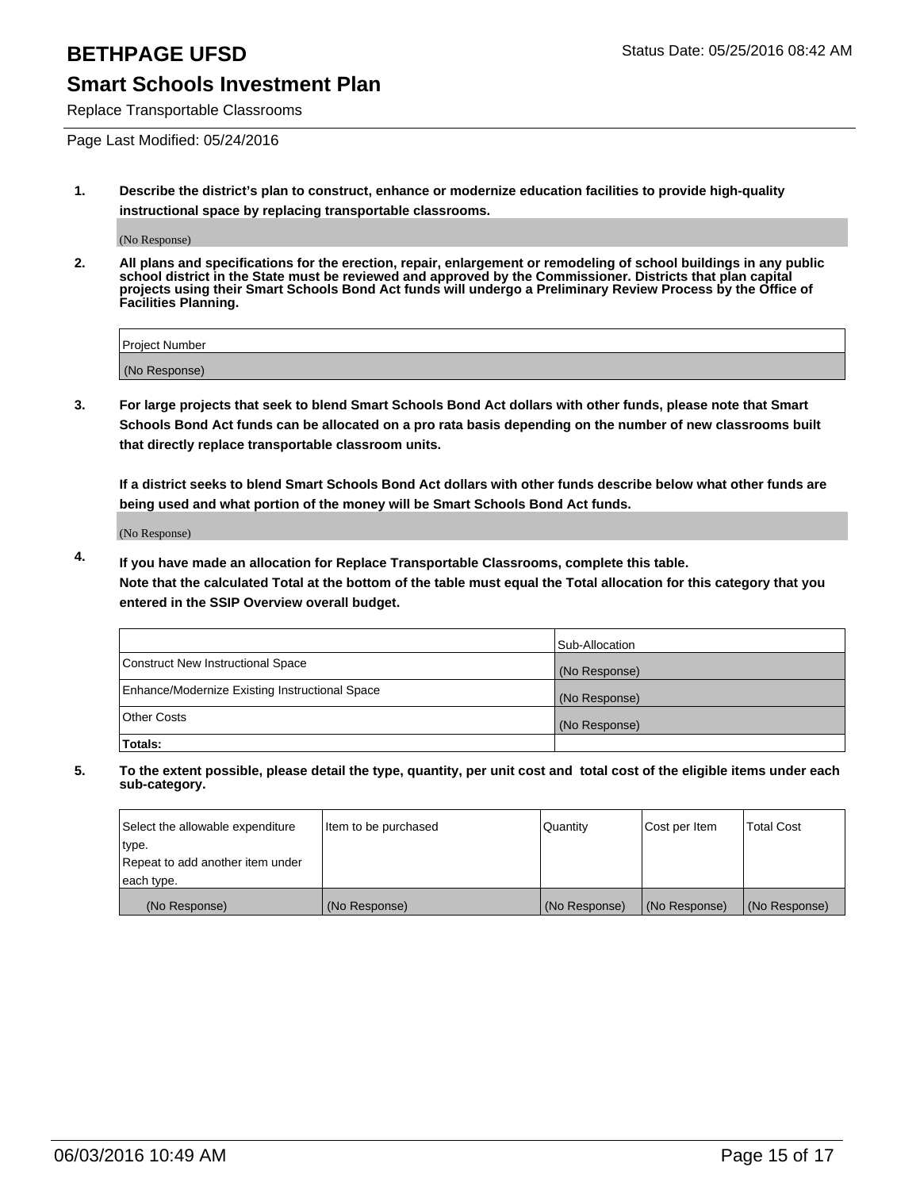# BETHPAGE UFSD

Status Date: 05/25/2016 08:42 AM

## Smart Schools Investment Plan

Replace Transportable Classrooms

Page Last Modified: 05/24/2016

1. **Describe the district's plan to construct, enhance or modernize education facilities to provide high-quality instructional space by replacing transportable classrooms.**

(No Response)

2. **All plans and specifications for the erection, repair, enlargement or remodeling of school buildings in any public school district in the State must be reviewed and approved by the Commissioner. Districts that plan capital projects using their Smart Schools Bond Act funds will undergo a Preliminary Review Process by the Office of Facilities Planning.**

| Project Number |
| --- |
| (No Response) |

3. **For large projects that seek to blend Smart Schools Bond Act dollars with other funds, please note that Smart Schools Bond Act funds can be allocated on a pro rata basis depending on the number of new classrooms built that directly replace transportable classroom units.**

**If a district seeks to blend Smart Schools Bond Act dollars with other funds describe below what other funds are being used and what portion of the money will be Smart Schools Bond Act funds.**

(No Response)

4. **If you have made an allocation for Replace Transportable Classrooms, complete this table. Note that the calculated Total at the bottom of the table must equal the Total allocation for this category that you entered in the SSIP Overview overall budget.**

| | Sub-Allocation |
| --- | --- |
| Construct New Instructional Space | (No Response) |
| Enhance/Modernize Existing Instructional Space | (No Response) |
| Other Costs | (No Response) |
| **Totals:** | |

5. **To the extent possible, please detail the type, quantity, per unit cost and total cost of the eligible items under each sub-category.**

| Select the allowable expenditure type. Repeat to add another item under each type. | Item to be purchased | Quantity | Cost per Item | Total Cost |
| --- | --- | --- | --- | --- |
| (No Response) | (No Response) | (No Response) | (No Response) | (No Response) |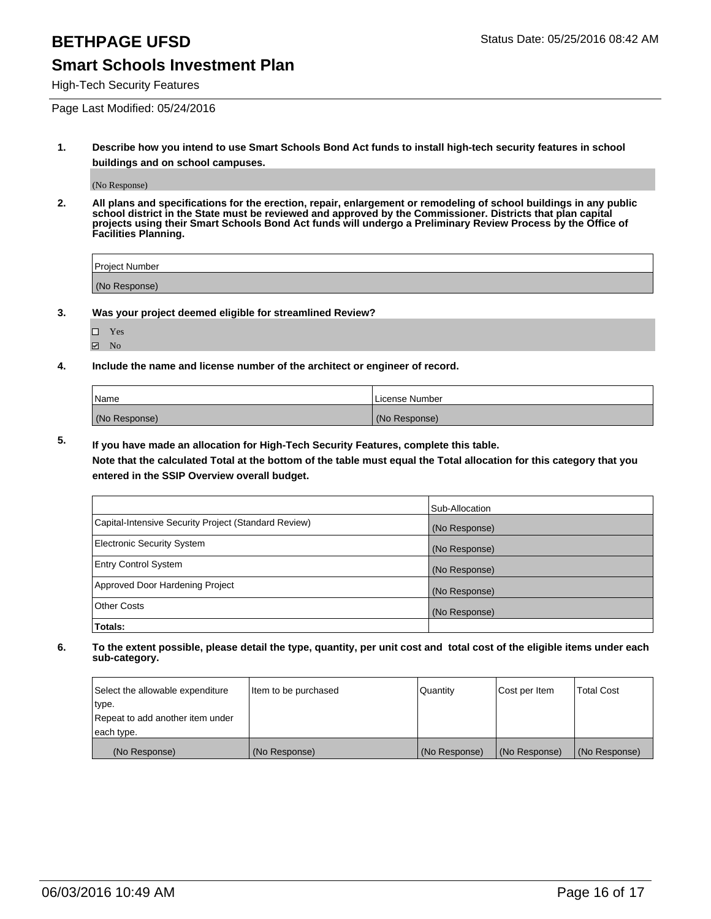# BETHPAGE UFSD

Status Date: 05/25/2016 08:42 AM

## Smart Schools Investment Plan

High-Tech Security Features

Page Last Modified: 05/24/2016

**1. Describe how you intend to use Smart Schools Bond Act funds to install high-tech security features in school buildings and on school campuses.**

(No Response)

**2. All plans and specifications for the erection, repair, enlargement or remodeling of school buildings in any public school district in the State must be reviewed and approved by the Commissioner. Districts that plan capital projects using their Smart Schools Bond Act funds will undergo a Preliminary Review Process by the Office of Facilities Planning.**

| Project Number |
| --- |
| (No Response) |

**3. Was your project deemed eligible for streamlined Review?**

- ☐ Yes
- ☑ No

**4. Include the name and license number of the architect or engineer of record.**

| Name | License Number |
| --- | --- |
| (No Response) | (No Response) |

**5. If you have made an allocation for High-Tech Security Features, complete this table.**
**Note that the calculated Total at the bottom of the table must equal the Total allocation for this category that you entered in the SSIP Overview overall budget.**

| | Sub-Allocation |
| --- | --- |
| Capital-Intensive Security Project (Standard Review) | (No Response) |
| Electronic Security System | (No Response) |
| Entry Control System | (No Response) |
| Approved Door Hardening Project | (No Response) |
| Other Costs | (No Response) |
| **Totals:** | |

**6. To the extent possible, please detail the type, quantity, per unit cost and total cost of the eligible items under each sub-category.**

| Select the allowable expenditure type. Repeat to add another item under each type. | Item to be purchased | Quantity | Cost per Item | Total Cost |
| --- | --- | --- | --- | --- |
| (No Response) | (No Response) | (No Response) | (No Response) | (No Response) |